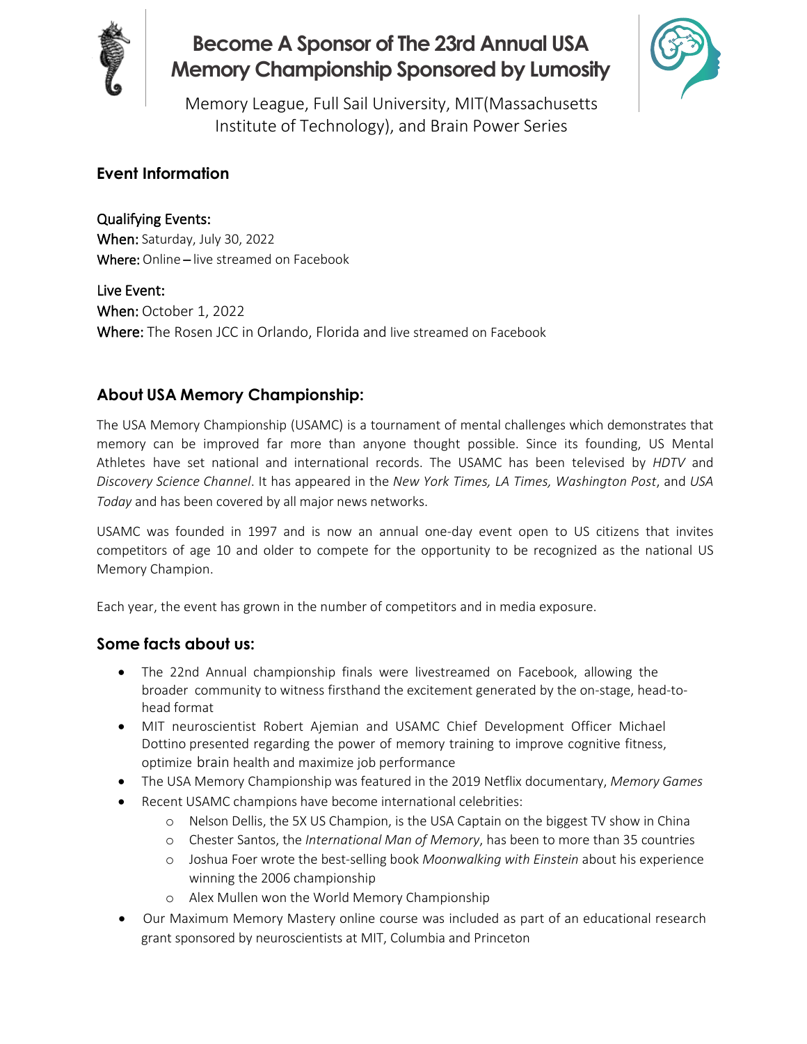# Become A Sponsor of The 23rd Annual USA Memory Championship Sponsored by Lumosity

Memory League, Full Sail University, MIT(Massachusetts Institute of Technology), and Brain Power Series

## Event Information

Qualifying Events:
When: Saturday, July 30, 2022
Where: Online – live streamed on Facebook

Live Event:
When: October 1, 2022
Where: The Rosen JCC in Orlando, Florida and live streamed on Facebook

## About USA Memory Championship:

The USA Memory Championship (USAMC) is a tournament of mental challenges which demonstrates that memory can be improved far more than anyone thought possible. Since its founding, US Mental Athletes have set national and international records. The USAMC has been televised by *HDTV* and *Discovery Science Channel*. It has appeared in the *New York Times, LA Times, Washington Post*, and *USA Today* and has been covered by all major news networks.

USAMC was founded in 1997 and is now an annual one-day event open to US citizens that invites competitors of age 10 and older to compete for the opportunity to be recognized as the national US Memory Champion.

Each year, the event has grown in the number of competitors and in media exposure.

## Some facts about us:

- The 22nd Annual championship finals were livestreamed on Facebook, allowing the broader community to witness firsthand the excitement generated by the on-stage, head-to-head format
- MIT neuroscientist Robert Ajemian and USAMC Chief Development Officer Michael Dottino presented regarding the power of memory training to improve cognitive fitness, optimize brain health and maximize job performance
- The USA Memory Championship was featured in the 2019 Netflix documentary, *Memory Games*
- Recent USAMC champions have become international celebrities:
  - Nelson Dellis, the 5X US Champion, is the USA Captain on the biggest TV show in China
  - Chester Santos, the *International Man of Memory*, has been to more than 35 countries
  - Joshua Foer wrote the best-selling book *Moonwalking with Einstein* about his experience winning the 2006 championship
  - Alex Mullen won the World Memory Championship
- Our Maximum Memory Mastery online course was included as part of an educational research grant sponsored by neuroscientists at MIT, Columbia and Princeton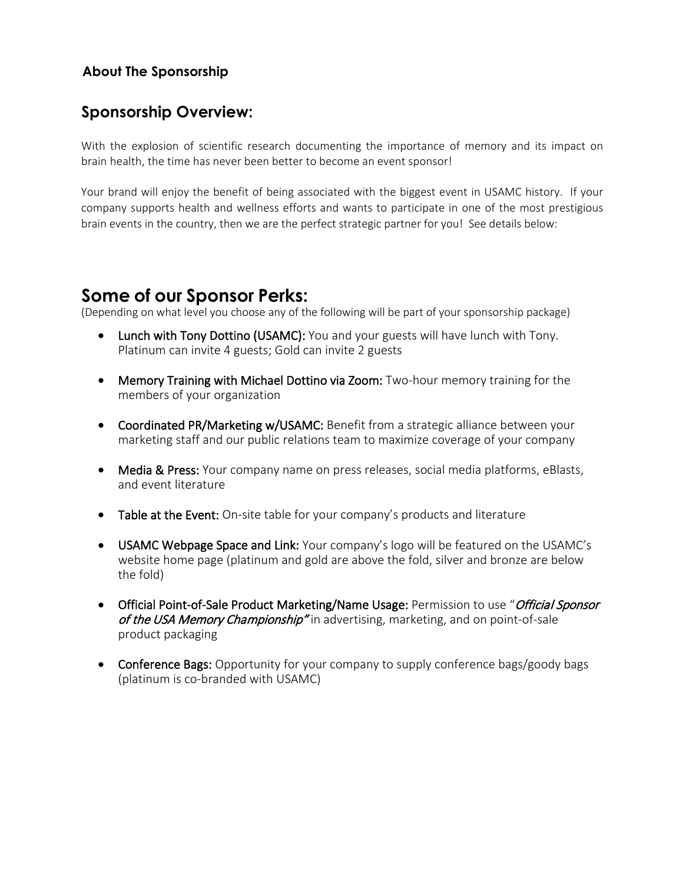### About The Sponsorship

## Sponsorship Overview:

With the explosion of scientific research documenting the importance of memory and its impact on brain health, the time has never been better to become an event sponsor!

Your brand will enjoy the benefit of being associated with the biggest event in USAMC history. If your company supports health and wellness efforts and wants to participate in one of the most prestigious brain events in the country, then we are the perfect strategic partner for you! See details below:

# Some of our Sponsor Perks:

(Depending on what level you choose any of the following will be part of your sponsorship package)

- **Lunch with Tony Dottino (USAMC):** You and your guests will have lunch with Tony. Platinum can invite 4 guests; Gold can invite 2 guests
- **Memory Training with Michael Dottino via Zoom:** Two-hour memory training for the members of your organization
- **Coordinated PR/Marketing w/USAMC:** Benefit from a strategic alliance between your marketing staff and our public relations team to maximize coverage of your company
- **Media & Press:** Your company name on press releases, social media platforms, eBlasts, and event literature
- **Table at the Event:** On-site table for your company's products and literature
- **USAMC Webpage Space and Link:** Your company's logo will be featured on the USAMC's website home page (platinum and gold are above the fold, silver and bronze are below the fold)
- **Official Point-of-Sale Product Marketing/Name Usage:** Permission to use "*Official Sponsor of the USA Memory Championship*" in advertising, marketing, and on point-of-sale product packaging
- **Conference Bags:** Opportunity for your company to supply conference bags/goody bags (platinum is co-branded with USAMC)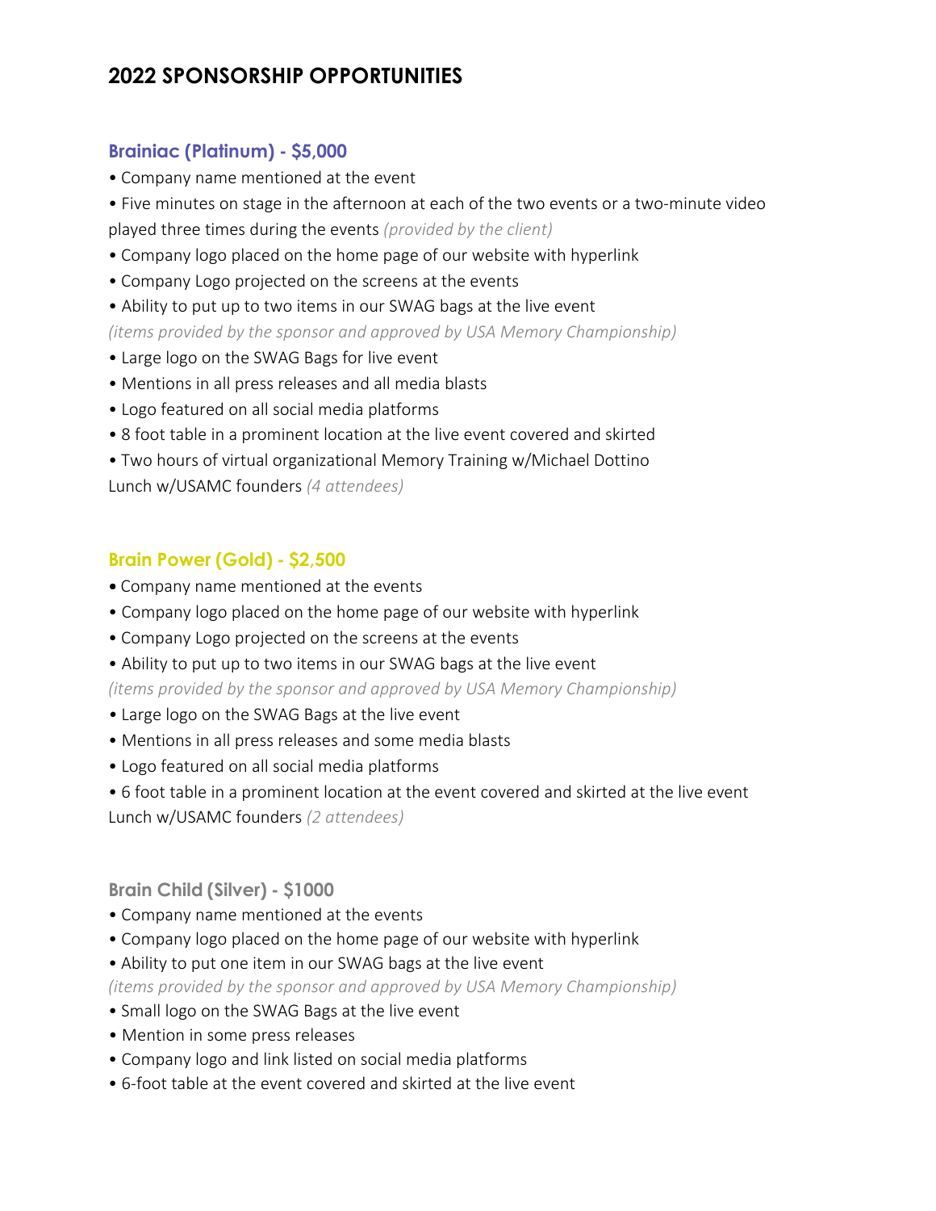# 2022 SPONSORSHIP OPPORTUNITIES

## Brainiac (Platinum) - $5,000

- Company name mentioned at the event
- Five minutes on stage in the afternoon at each of the two events or a two-minute video played three times during the events *(provided by the client)*
- Company logo placed on the home page of our website with hyperlink
- Company Logo projected on the screens at the events
- Ability to put up to two items in our SWAG bags at the live event *(items provided by the sponsor and approved by USA Memory Championship)*
- Large logo on the SWAG Bags for live event
- Mentions in all press releases and all media blasts
- Logo featured on all social media platforms
- 8 foot table in a prominent location at the live event covered and skirted
- Two hours of virtual organizational Memory Training w/Michael Dottino

Lunch w/USAMC founders *(4 attendees)*

## Brain Power (Gold) - $2,500

- Company name mentioned at the events
- Company logo placed on the home page of our website with hyperlink
- Company Logo projected on the screens at the events
- Ability to put up to two items in our SWAG bags at the live event *(items provided by the sponsor and approved by USA Memory Championship)*
- Large logo on the SWAG Bags at the live event
- Mentions in all press releases and some media blasts
- Logo featured on all social media platforms
- 6 foot table in a prominent location at the event covered and skirted at the live event

Lunch w/USAMC founders *(2 attendees)*

## Brain Child (Silver) - $1000

- Company name mentioned at the events
- Company logo placed on the home page of our website with hyperlink
- Ability to put one item in our SWAG bags at the live event *(items provided by the sponsor and approved by USA Memory Championship)*
- Small logo on the SWAG Bags at the live event
- Mention in some press releases
- Company logo and link listed on social media platforms
- 6-foot table at the event covered and skirted at the live event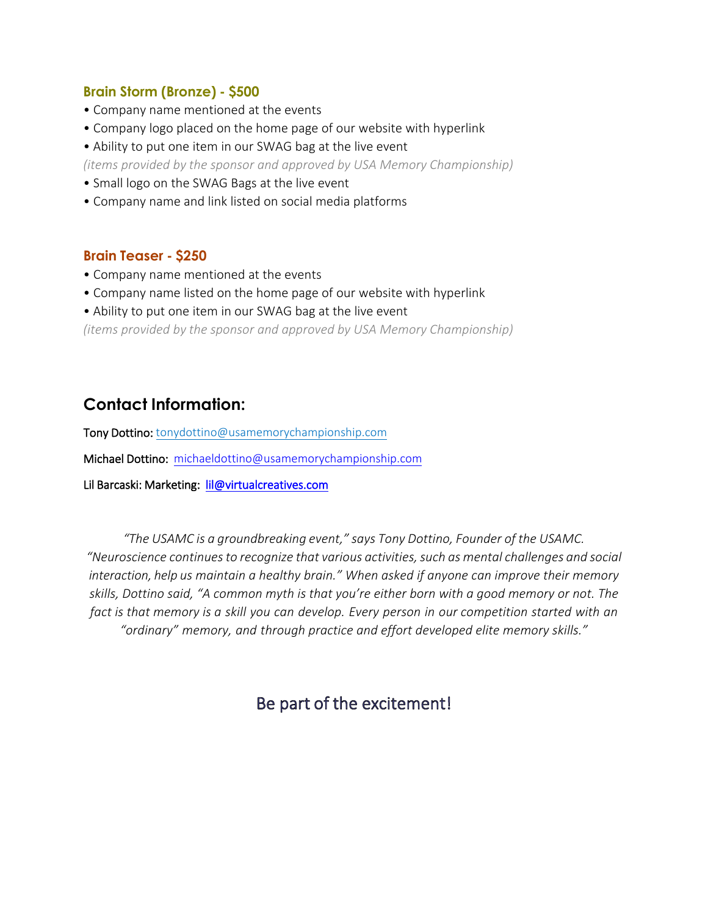### Brain Storm (Bronze) - $500

- Company name mentioned at the events
- Company logo placed on the home page of our website with hyperlink
- Ability to put one item in our SWAG bag at the live event

*(items provided by the sponsor and approved by USA Memory Championship)*

- Small logo on the SWAG Bags at the live event
- Company name and link listed on social media platforms

### Brain Teaser - $250

- Company name mentioned at the events
- Company name listed on the home page of our website with hyperlink
- Ability to put one item in our SWAG bag at the live event

*(items provided by the sponsor and approved by USA Memory Championship)*

## Contact Information:

Tony Dottino: tonydottino@usamemorychampionship.com

Michael Dottino: michaeldottino@usamemorychampionship.com

Lil Barcaski: Marketing: lil@virtualcreatives.com

*"The USAMC is a groundbreaking event," says Tony Dottino, Founder of the USAMC. "Neuroscience continues to recognize that various activities, such as mental challenges and social interaction, help us maintain a healthy brain." When asked if anyone can improve their memory skills, Dottino said, "A common myth is that you're either born with a good memory or not. The fact is that memory is a skill you can develop. Every person in our competition started with an "ordinary" memory, and through practice and effort developed elite memory skills."*

Be part of the excitement!